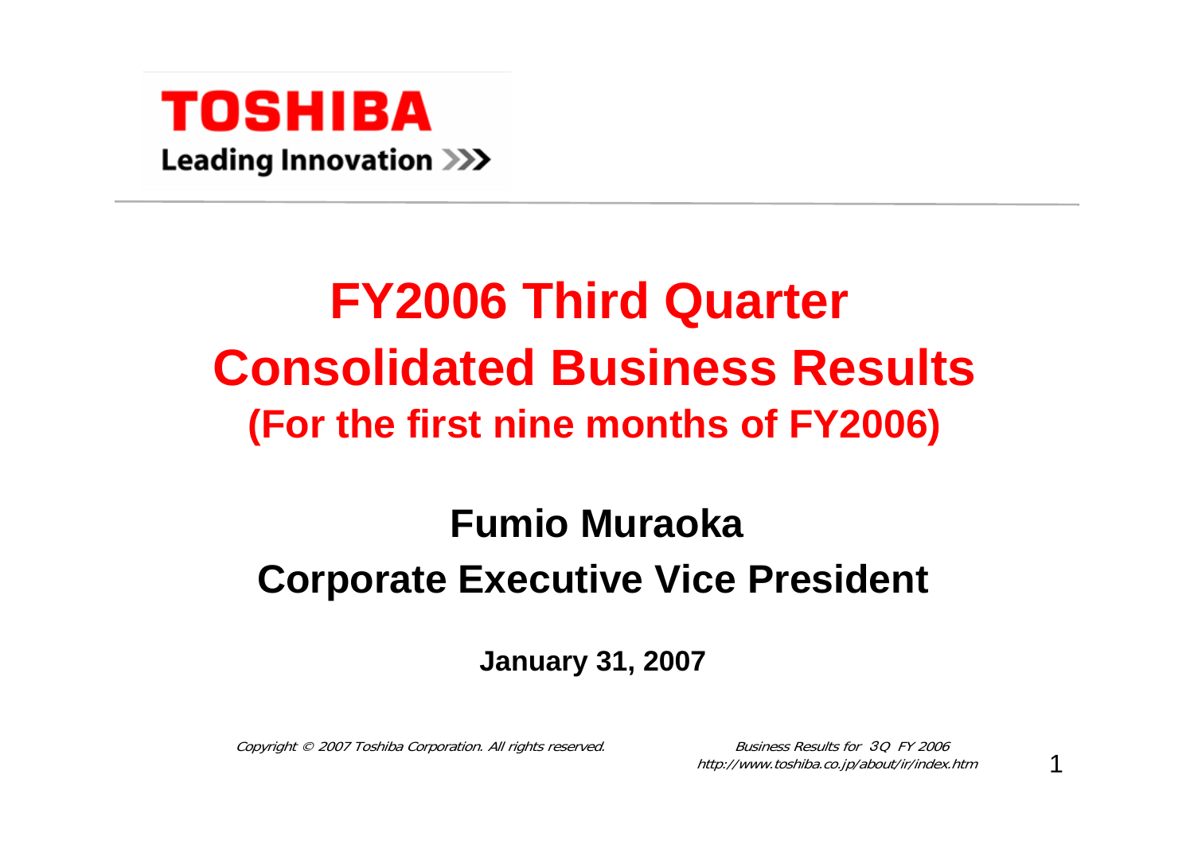**TOSHIBA**

**Leading Innovation >>>**

# FY2006 Third Quarter Consolidated Business Results

## (For the first nine months of FY2006)

**Fumio Muraoka**

**Corporate Executive Vice President**

**January 31, 2007**

*Copyright © 2007 Toshiba Corporation. All rights reserved.*

*Business Results for 3Q FY 2006*
*http://www.toshiba.co.jp/about/ir/index.htm*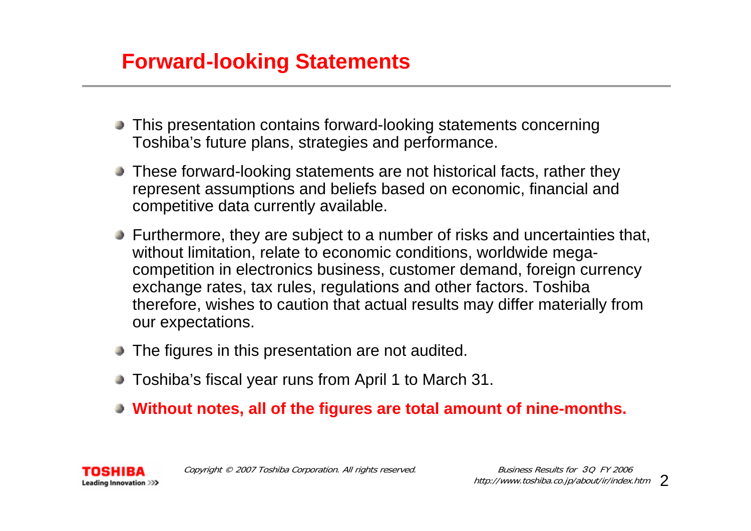## Forward-looking Statements

- This presentation contains forward-looking statements concerning Toshiba's future plans, strategies and performance.
- These forward-looking statements are not historical facts, rather they represent assumptions and beliefs based on economic, financial and competitive data currently available.
- Furthermore, they are subject to a number of risks and uncertainties that, without limitation, relate to economic conditions, worldwide mega-competition in electronics business, customer demand, foreign currency exchange rates, tax rules, regulations and other factors. Toshiba therefore, wishes to caution that actual results may differ materially from our expectations.
- The figures in this presentation are not audited.
- Toshiba's fiscal year runs from April 1 to March 31.
- **Without notes, all of the figures are total amount of nine-months.**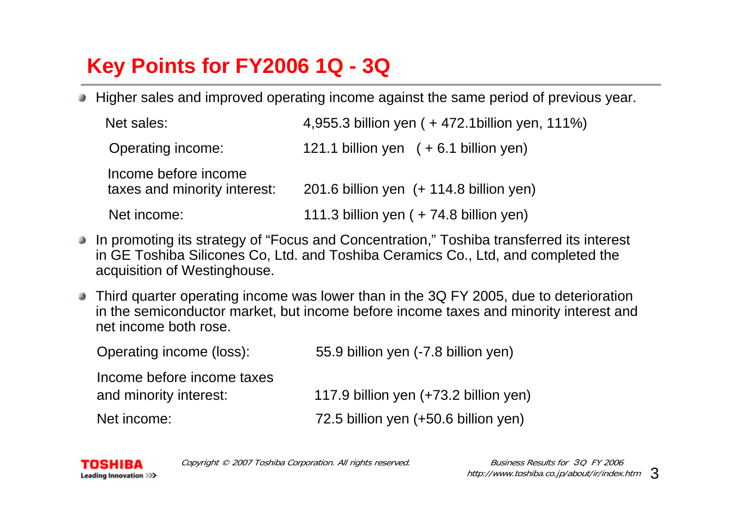# Key Points for FY2006 1Q - 3Q

- Higher sales and improved operating income against the same period of previous year.

| | |
|---|---|
| Net sales: | 4,955.3 billion yen ( + 472.1billion yen, 111%) |
| Operating income: | 121.1 billion yen ( + 6.1 billion yen) |
| Income before income taxes and minority interest: | 201.6 billion yen (+ 114.8 billion yen) |
| Net income: | 111.3 billion yen ( + 74.8 billion yen) |

- In promoting its strategy of "Focus and Concentration," Toshiba transferred its interest in GE Toshiba Silicones Co, Ltd. and Toshiba Ceramics Co., Ltd, and completed the acquisition of Westinghouse.

- Third quarter operating income was lower than in the 3Q FY 2005, due to deterioration in the semiconductor market, but income before income taxes and minority interest and net income both rose.

| | |
|---|---|
| Operating income (loss): | 55.9 billion yen (-7.8 billion yen) |
| Income before income taxes and minority interest: | 117.9 billion yen (+73.2 billion yen) |
| Net income: | 72.5 billion yen (+50.6 billion yen) |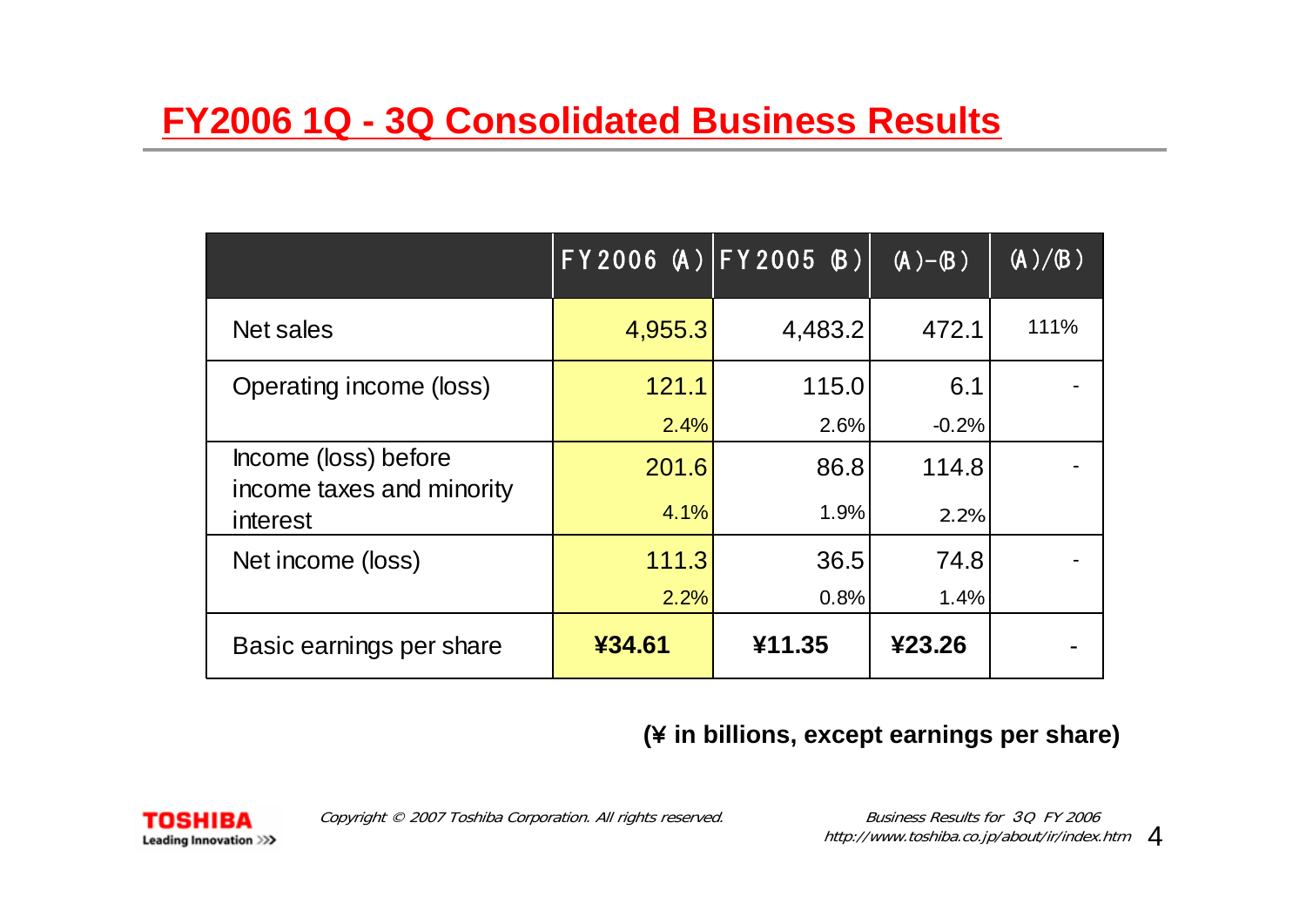# FY2006 1Q - 3Q Consolidated Business Results

| | FY2006 (A) | FY2005 (B) | (A)-(B) | (A)/(B) |
|---|---|---|---|---|
| Net sales | 4,955.3 | 4,483.2 | 472.1 | 111% |
| Operating income (loss) | 121.1 | 115.0 | 6.1 | - |
| | 2.4% | 2.6% | -0.2% | |
| Income (loss) before income taxes and minority interest | 201.6 | 86.8 | 114.8 | - |
| | 4.1% | 1.9% | 2.2% | |
| Net income (loss) | 111.3 | 36.5 | 74.8 | - |
| | 2.2% | 0.8% | 1.4% | |
| Basic earnings per share | **¥34.61** | **¥11.35** | **¥23.26** | - |

**(¥ in billions, except earnings per share)**

*Copyright © 2007 Toshiba Corporation. All rights reserved.*

*Business Results for 3Q FY 2006*
*http://www.toshiba.co.jp/about/ir/index.htm*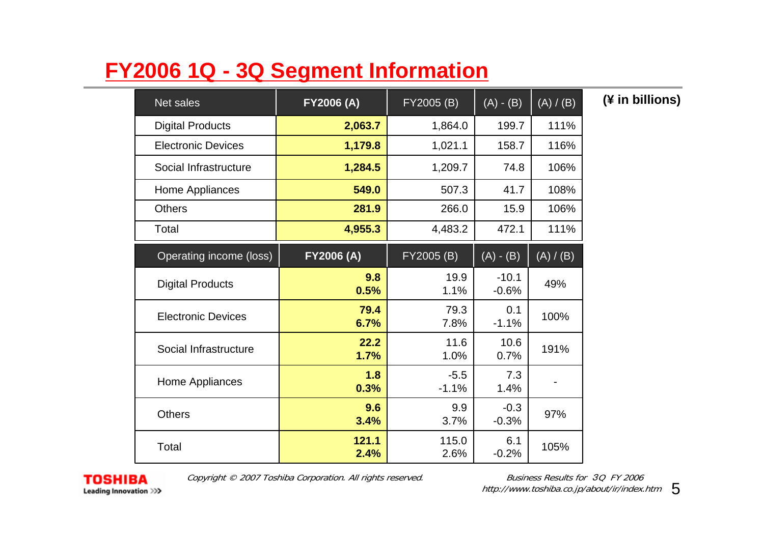# FY2006 1Q - 3Q Segment Information

(¥ in billions)

| Net sales | FY2006 (A) | FY2005 (B) | (A) - (B) | (A) / (B) |
|---|---|---|---|---|
| Digital Products | **2,063.7** | 1,864.0 | 199.7 | 111% |
| Electronic Devices | **1,179.8** | 1,021.1 | 158.7 | 116% |
| Social Infrastructure | **1,284.5** | 1,209.7 | 74.8 | 106% |
| Home Appliances | **549.0** | 507.3 | 41.7 | 108% |
| Others | **281.9** | 266.0 | 15.9 | 106% |
| Total | **4,955.3** | 4,483.2 | 472.1 | 111% |

| Operating income (loss) | FY2006 (A) | FY2005 (B) | (A) - (B) | (A) / (B) |
|---|---|---|---|---|
| Digital Products | **9.8**<br>**0.5%** | 19.9<br>1.1% | -10.1<br>-0.6% | 49% |
| Electronic Devices | **79.4**<br>**6.7%** | 79.3<br>7.8% | 0.1<br>-1.1% | 100% |
| Social Infrastructure | **22.2**<br>**1.7%** | 11.6<br>1.0% | 10.6<br>0.7% | 191% |
| Home Appliances | **1.8**<br>**0.3%** | -5.5<br>-1.1% | 7.3<br>1.4% | - |
| Others | **9.6**<br>**3.4%** | 9.9<br>3.7% | -0.3<br>-0.3% | 97% |
| Total | **121.1**<br>**2.4%** | 115.0<br>2.6% | 6.1<br>-0.2% | 105% |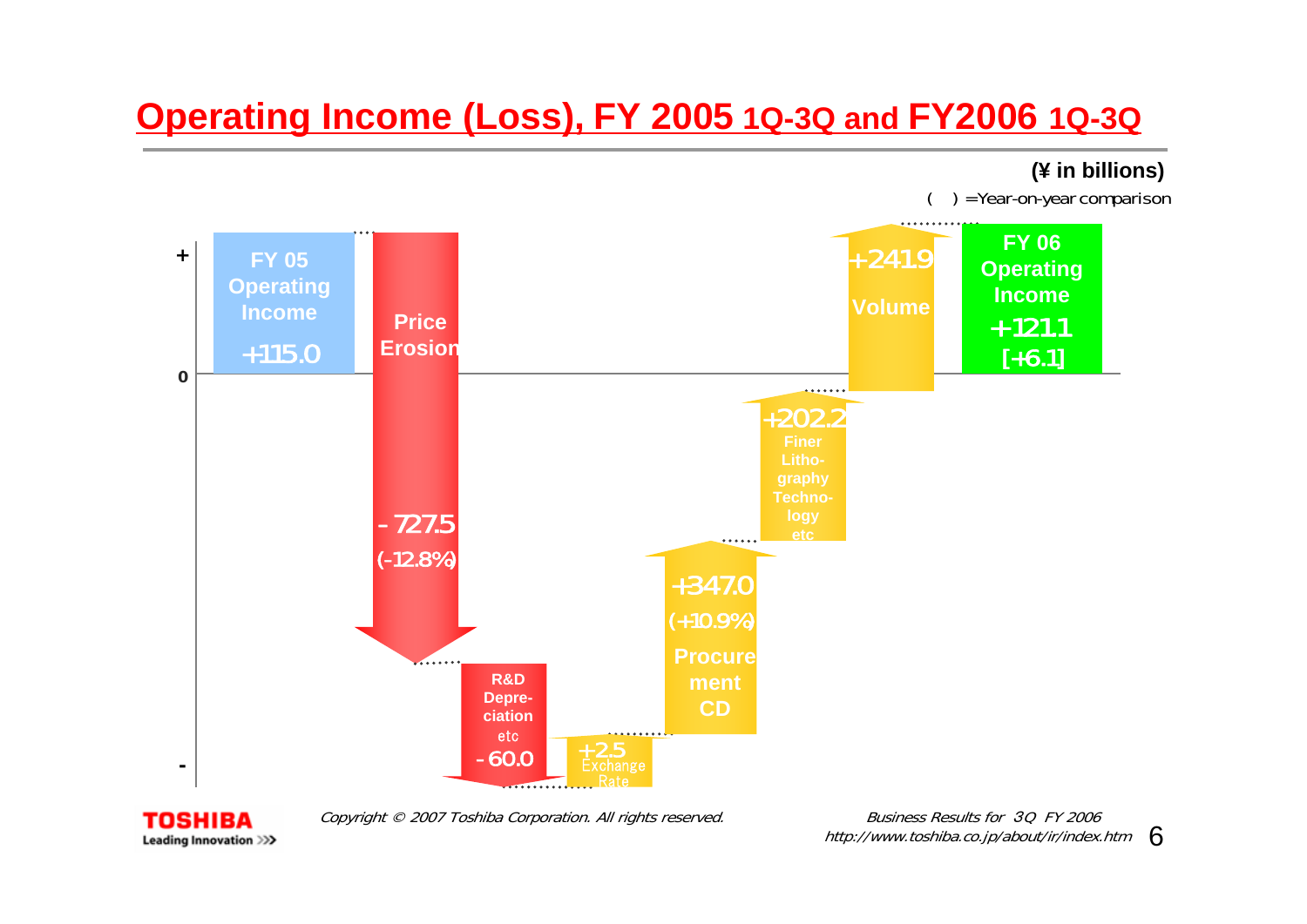# Operating Income (Loss), FY 2005 1Q-3Q and FY2006 1Q-3Q

(¥ in billions)

( ) =Year-on-year comparison

| Item | Amount |
|---|---|
| FY 05 Operating Income | +115.0 |
| Price Erosion | -727.5 (-12.8%) |
| R&D Depreciation etc | -60.0 |
| Exchange Rate | +2.5 |
| Procurement CD | +347.0 (+10.9%) |
| Finer Litho-graphy Techno-logy etc | +202.2 |
| Volume | +241.9 |
| FY 06 Operating Income | +121.1 [+6.1] |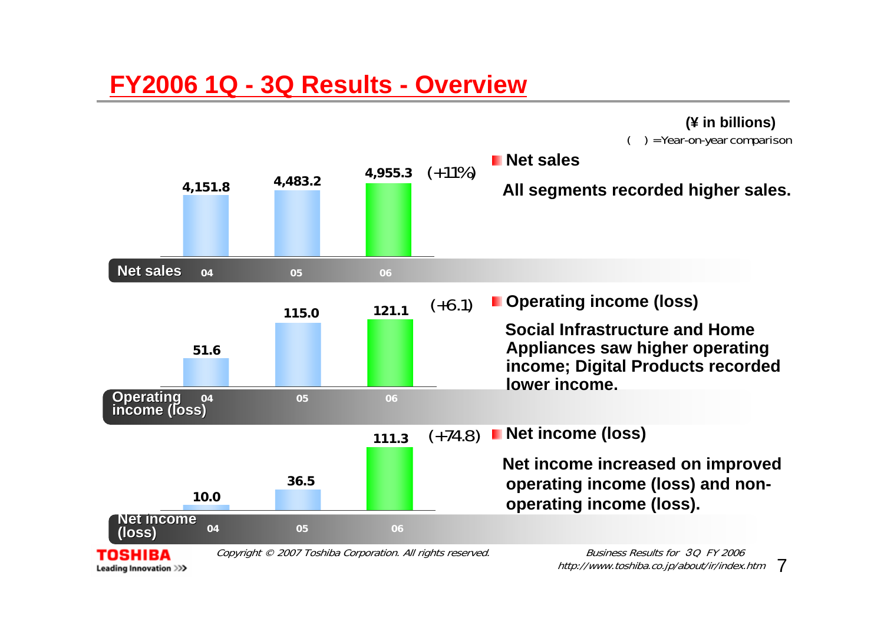# FY2006 1Q - 3Q Results - Overview

**(¥ in billions)**

( ) =Year-on-year comparison

| | 04 | 05 | 06 | |
|---|---|---|---|---|
| Net sales | 4,151.8 | 4,483.2 | 4,955.3 | (+11%) |
| Operating income (loss) | 51.6 | 115.0 | 121.1 | (+6.1) |
| Net income (loss) | 10.0 | 36.5 | 111.3 | (+74.8) |

- **Net sales**

  **All segments recorded higher sales.**

- **Operating income (loss)**

  **Social Infrastructure and Home Appliances saw higher operating income; Digital Products recorded lower income.**

- **Net income (loss)**

  **Net income increased on improved operating income (loss) and non-operating income (loss).**

*Copyright © 2007 Toshiba Corporation. All rights reserved.*

*Business Results for 3Q FY 2006*
*http://www.toshiba.co.jp/about/ir/index.htm*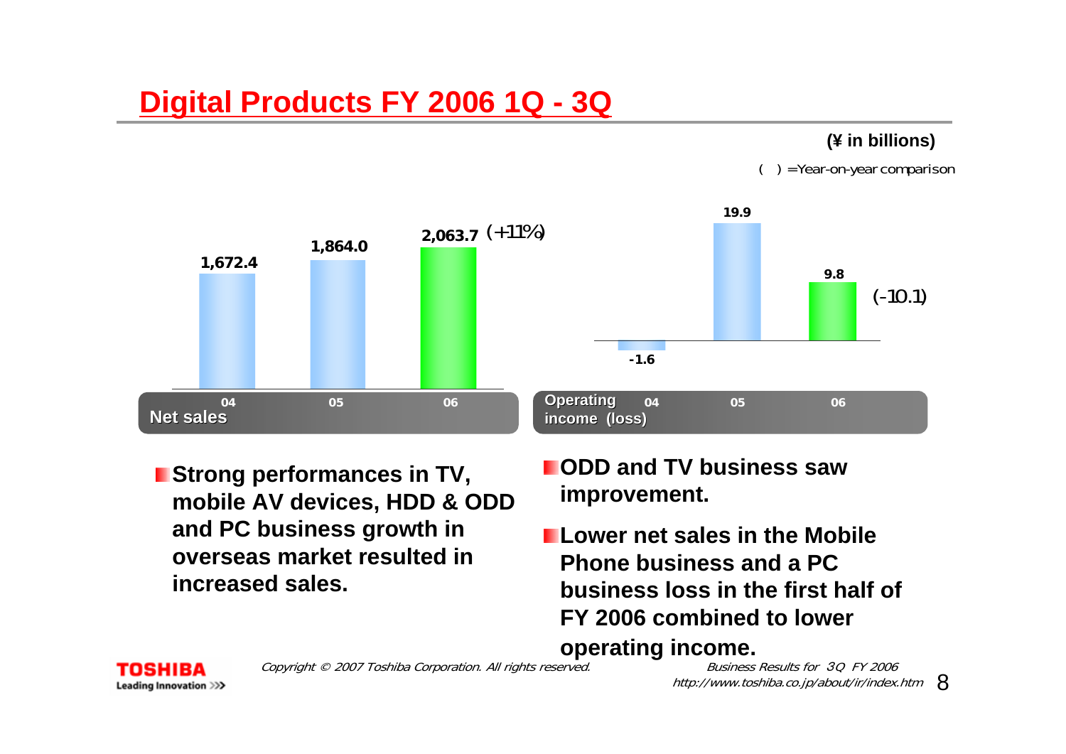# Digital Products FY 2006 1Q - 3Q

(¥ in billions)

( ) =Year-on-year comparison

| Net sales | 04 | 05 | 06 |
|---|---|---|---|
| | 1,672.4 | 1,864.0 | 2,063.7 (+11%) |

| Operating income (loss) | 04 | 05 | 06 |
|---|---|---|---|
| | -1.6 | 19.9 | 9.8 (-10.1) |

- **Strong performances in TV, mobile AV devices, HDD & ODD and PC business growth in overseas market resulted in increased sales.**
- **ODD and TV business saw improvement.**
- **Lower net sales in the Mobile Phone business and a PC business loss in the first half of FY 2006 combined to lower operating income.**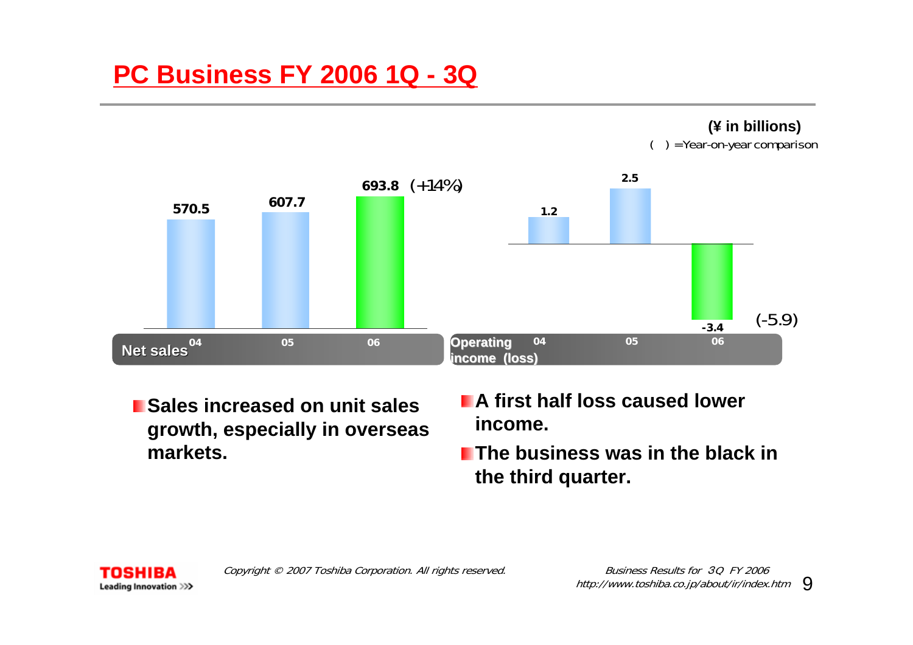# PC Business FY 2006 1Q - 3Q

(¥ in billions)

( ) =Year-on-year comparison

| | 04 | 05 | 06 |
|---|---|---|---|
| Net sales | 570.5 | 607.7 | 693.8 (+14%) |
| Operating income (loss) | 1.2 | 2.5 | -3.4 (-5.9) |

- Sales increased on unit sales growth, especially in overseas markets.
- A first half loss caused lower income.
- The business was in the black in the third quarter.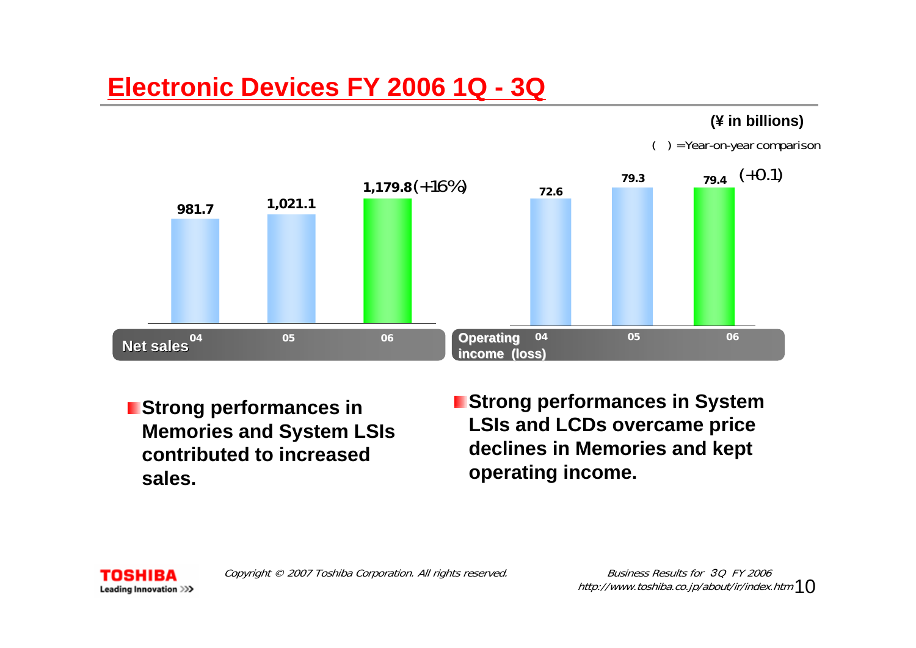# Electronic Devices FY 2006 1Q - 3Q

(¥ in billions)

( ) =Year-on-year comparison

| | 04 | 05 | 06 |
|---|---|---|---|
| Net sales | 981.7 | 1,021.1 | 1,179.8 (+16%) |
| Operating income (loss) | 72.6 | 79.3 | 79.4 (+0.1) |

- **Strong performances in Memories and System LSIs contributed to increased sales.**
- **Strong performances in System LSIs and LCDs overcame price declines in Memories and kept operating income.**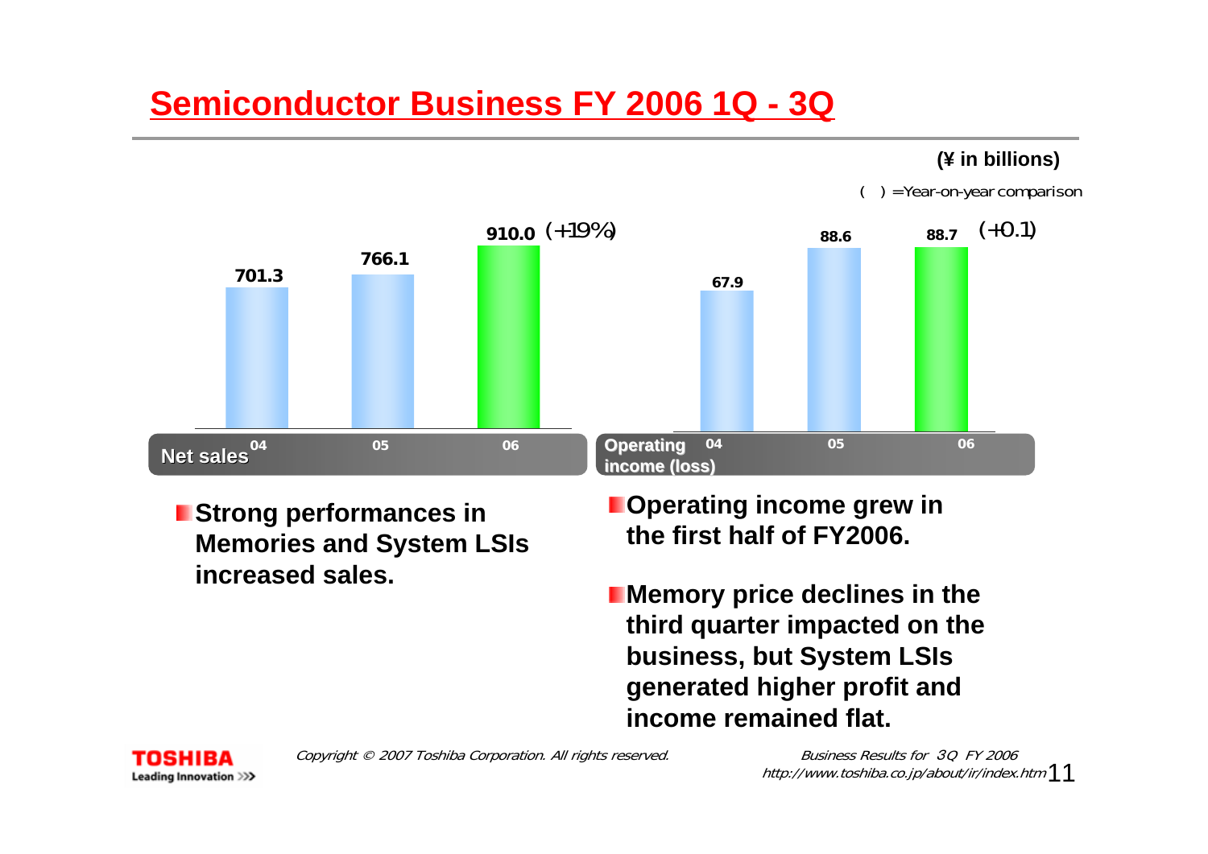# Semiconductor Business FY 2006 1Q - 3Q

(¥ in billions)

( ) =Year-on-year comparison

| Net sales | 04 | 05 | 06 |
|---|---|---|---|
| | 701.3 | 766.1 | 910.0 (+19%) |

| Operating income (loss) | 04 | 05 | 06 |
|---|---|---|---|
| | 67.9 | 88.6 | 88.7 (+0.1) |

- Strong performances in Memories and System LSIs increased sales.

- Operating income grew in the first half of FY2006.
- Memory price declines in the third quarter impacted on the business, but System LSIs generated higher profit and income remained flat.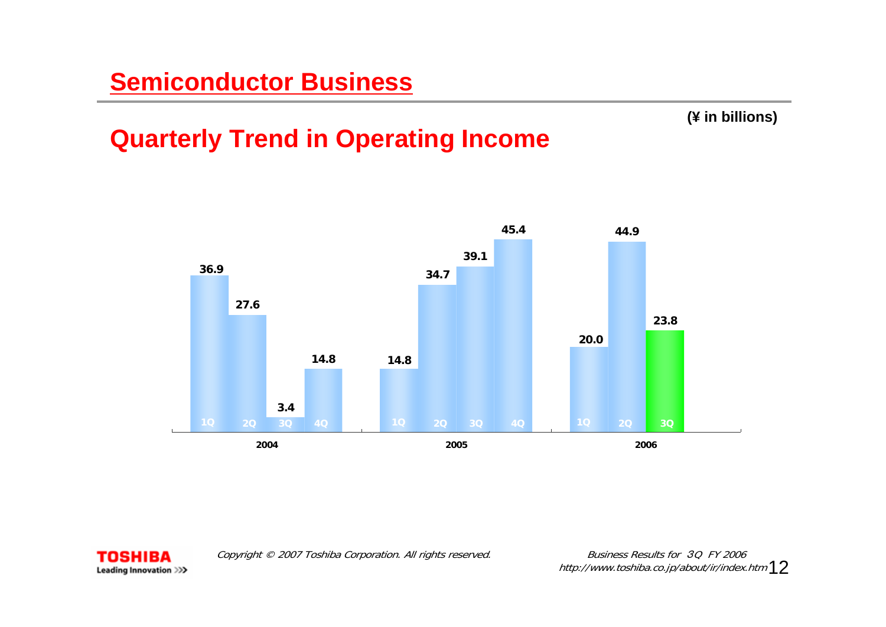# Semiconductor Business

(¥ in billions)

## Quarterly Trend in Operating Income

| Year | 1Q | 2Q | 3Q | 4Q |
|---|---|---|---|---|
| 2004 | 36.9 | 27.6 | 3.4 | 14.8 |
| 2005 | 14.8 | 34.7 | 39.1 | 45.4 |
| 2006 | 20.0 | 44.9 | 23.8 | |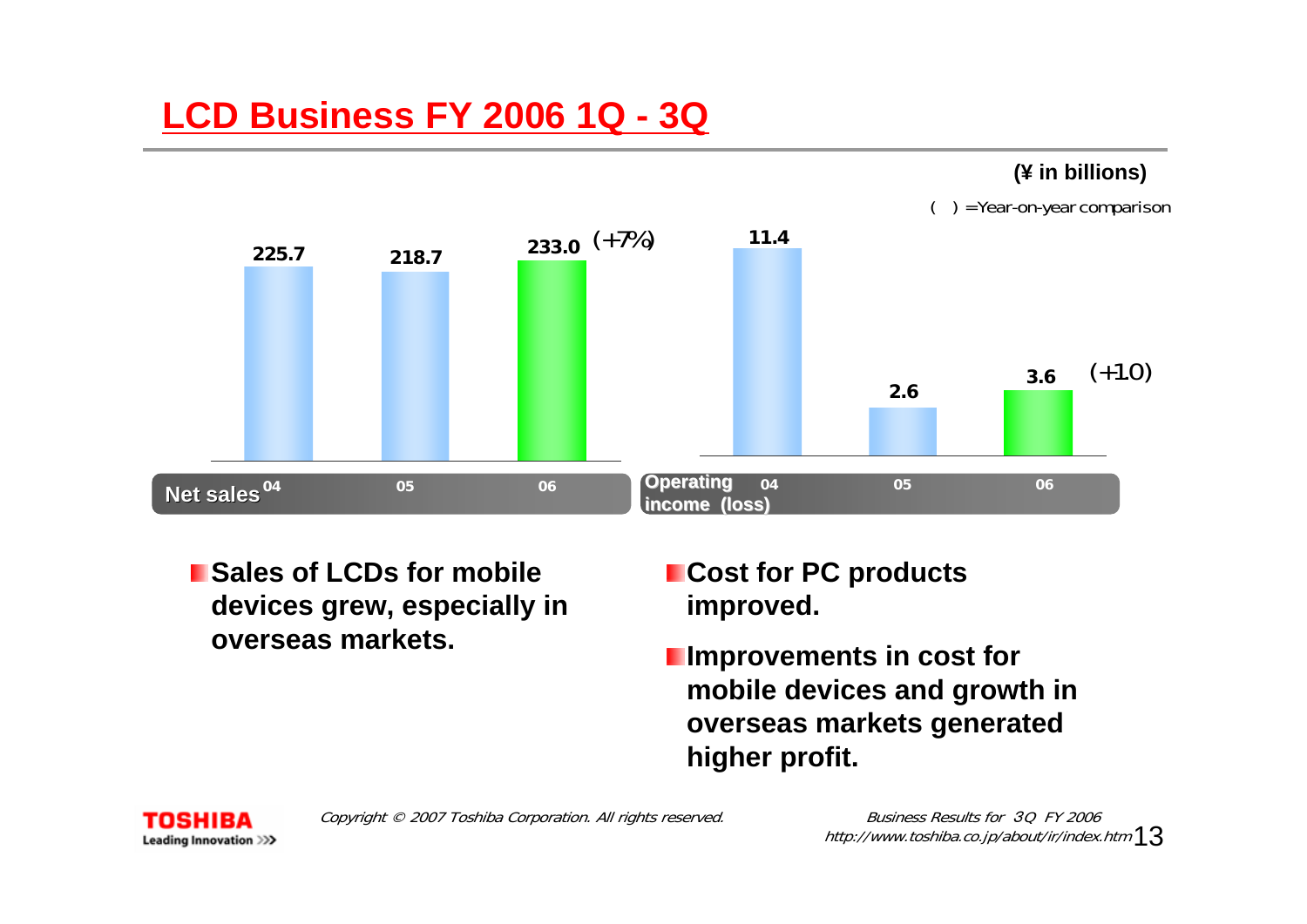# LCD Business FY 2006 1Q - 3Q

(¥ in billions)

( ) =Year-on-year comparison

| Net sales | 04 | 05 | 06 |
|---|---|---|---|
| | 225.7 | 218.7 | 233.0 (+7%) |

| Operating income (loss) | 04 | 05 | 06 |
|---|---|---|---|
| | 11.4 | 2.6 | 3.6 (+1.0) |

- **Sales of LCDs for mobile devices grew, especially in overseas markets.**

- **Cost for PC products improved.**
- **Improvements in cost for mobile devices and growth in overseas markets generated higher profit.**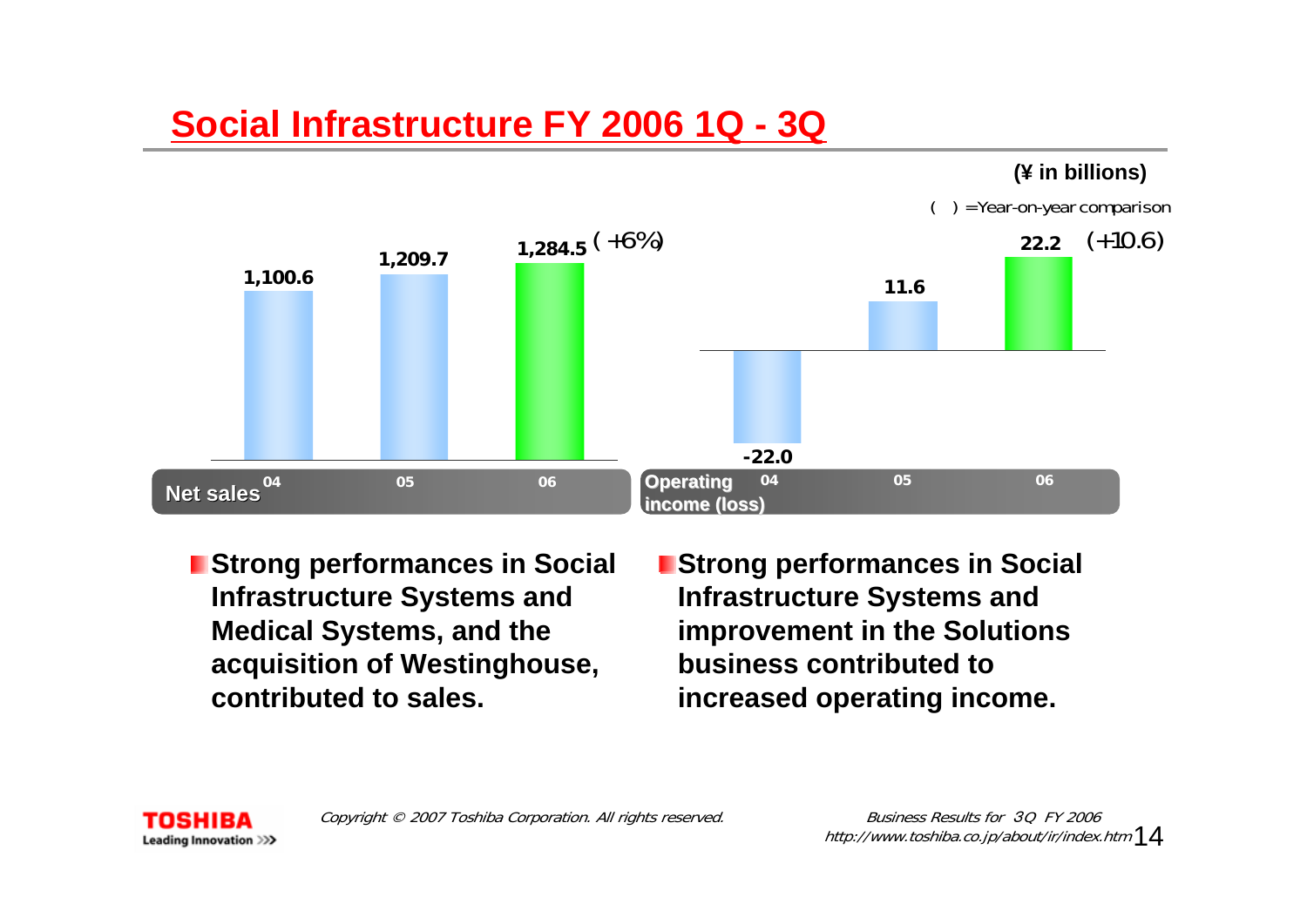# Social Infrastructure FY 2006 1Q - 3Q

(¥ in billions)

( ) =Year-on-year comparison

| Net sales | 04 | 05 | 06 |
|---|---|---|---|
| | 1,100.6 | 1,209.7 | 1,284.5 (+6%) |

| Operating income (loss) | 04 | 05 | 06 |
|---|---|---|---|
| | -22.0 | 11.6 | 22.2 (+10.6) |

- Strong performances in Social Infrastructure Systems and Medical Systems, and the acquisition of Westinghouse, contributed to sales.

- Strong performances in Social Infrastructure Systems and improvement in the Solutions business contributed to increased operating income.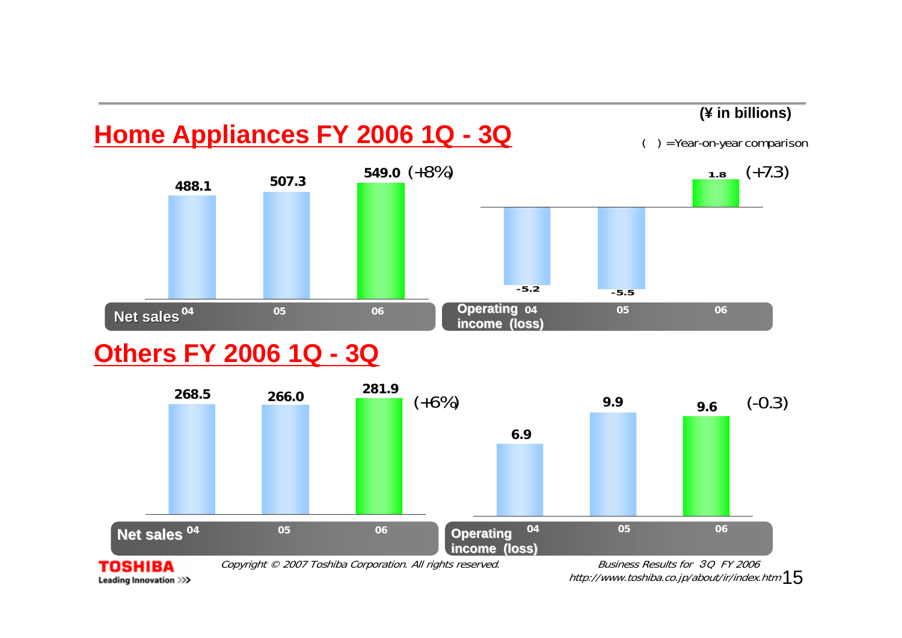## Home Appliances FY 2006 1Q - 3Q

(¥ in billions)

( ) =Year-on-year comparison

| | 04 | 05 | 06 |
|---|---|---|---|
| Net sales | 488.1 | 507.3 | 549.0 (+8%) |
| Operating income (loss) | -5.2 | -5.5 | 1.8 (+7.3) |

## Others FY 2006 1Q - 3Q

| | 04 | 05 | 06 |
|---|---|---|---|
| Net sales | 268.5 | 266.0 | 281.9 (+6%) |
| Operating income (loss) | 6.9 | 9.9 | 9.6 (-0.3) |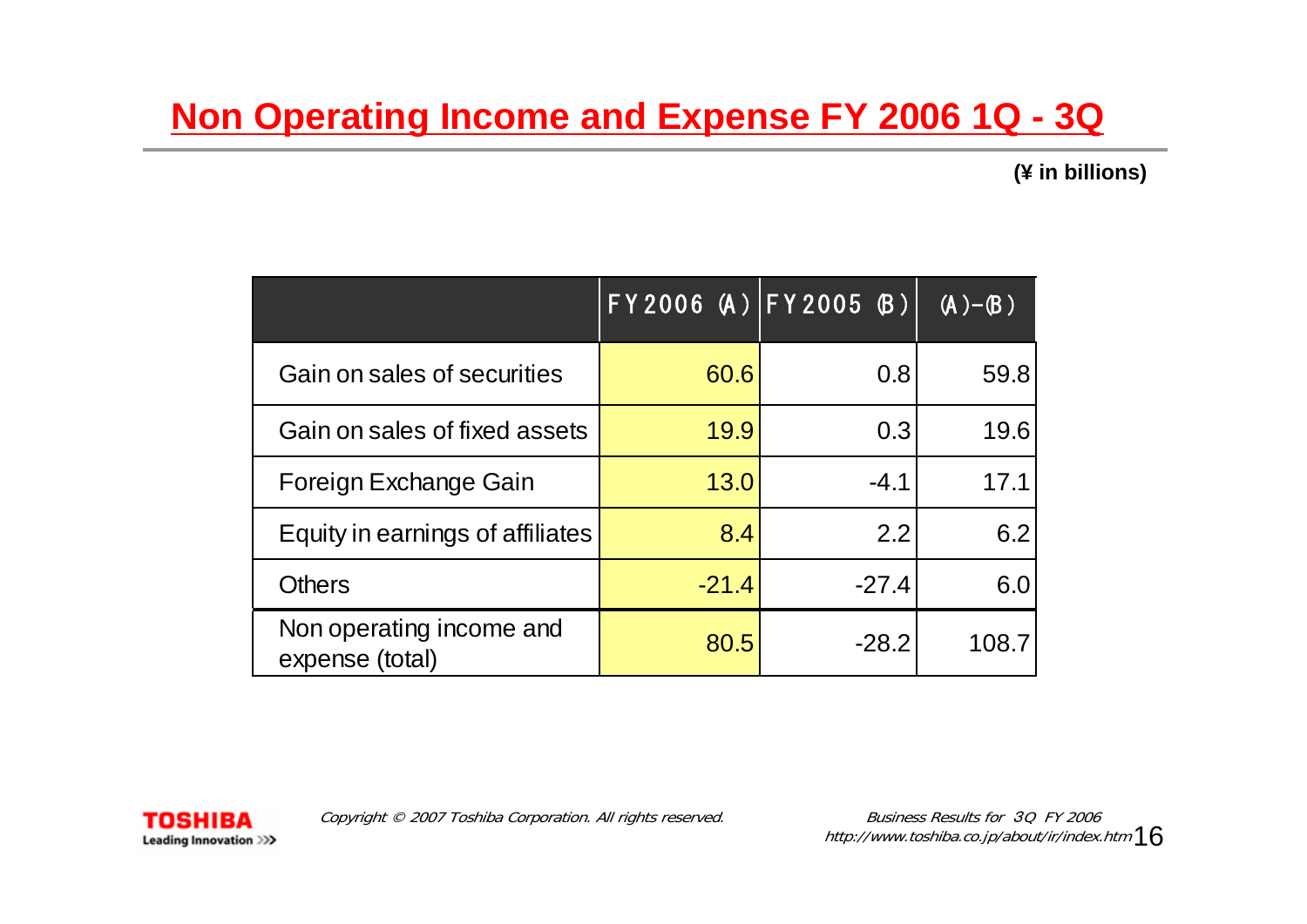# Non Operating Income and Expense FY 2006 1Q - 3Q

(¥ in billions)

| | FY2006 (A) | FY2005 (B) | (A)-(B) |
|---|---|---|---|
| Gain on sales of securities | 60.6 | 0.8 | 59.8 |
| Gain on sales of fixed assets | 19.9 | 0.3 | 19.6 |
| Foreign Exchange Gain | 13.0 | -4.1 | 17.1 |
| Equity in earnings of affiliates | 8.4 | 2.2 | 6.2 |
| Others | -21.4 | -27.4 | 6.0 |
| Non operating income and expense (total) | 80.5 | -28.2 | 108.7 |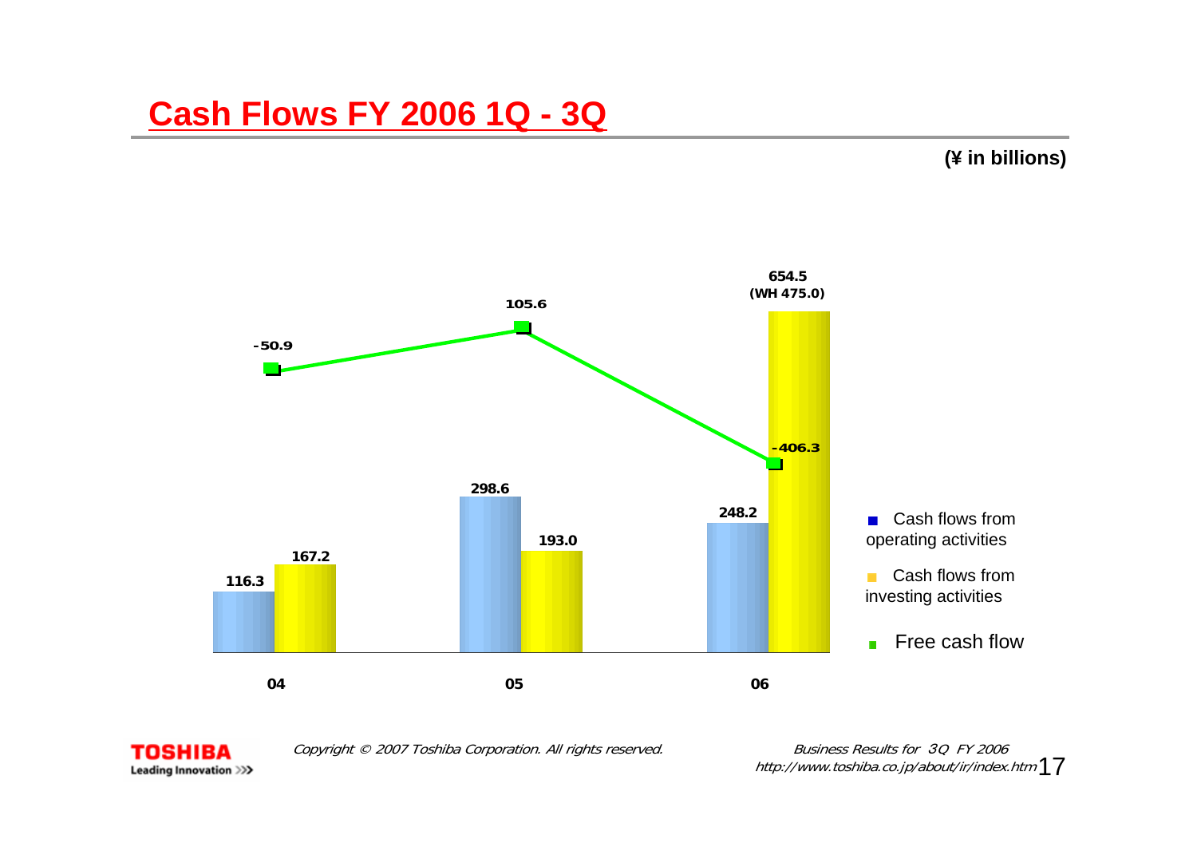# Cash Flows FY 2006 1Q - 3Q

(¥ in billions)

|  | 04 | 05 | 06 |
| --- | --- | --- | --- |
| Cash flows from operating activities | 116.3 | 298.6 | 248.2 |
| Cash flows from investing activities | 167.2 | 193.0 | 654.5 (WH 475.0) |
| Free cash flow | -50.9 | 105.6 | -406.3 |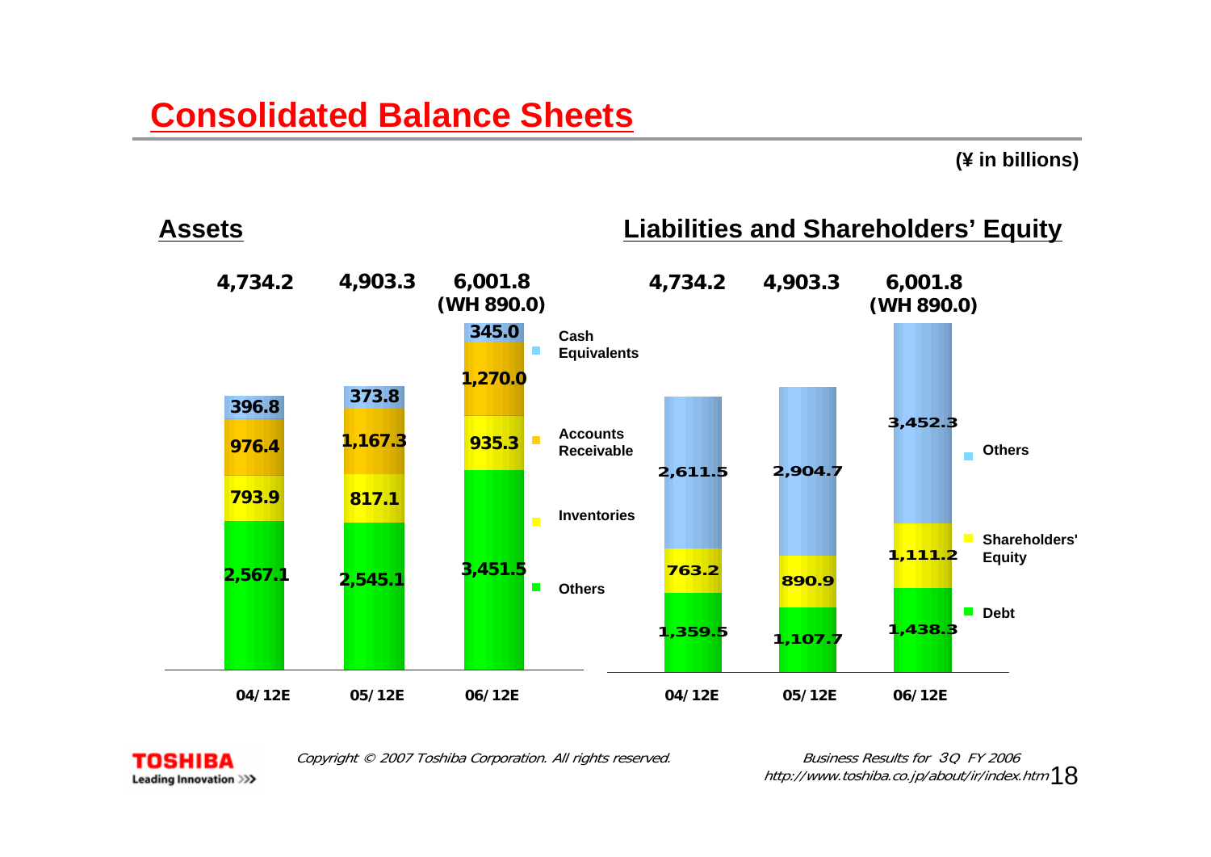# Consolidated Balance Sheets

(¥ in billions)

## Assets

| | 04/12E | 05/12E | 06/12E |
|---|---|---|---|
| Total | 4,734.2 | 4,903.3 | 6,001.8 (WH 890.0) |
| Cash Equivalents | 396.8 | 373.8 | 345.0 |
| Accounts Receivable | 976.4 | 1,167.3 | 1,270.0 |
| Inventories | 793.9 | 817.1 | 935.3 |
| Others | 2,567.1 | 2,545.1 | 3,451.5 |

## Liabilities and Shareholders' Equity

| | 04/12E | 05/12E | 06/12E |
|---|---|---|---|
| Total | 4,734.2 | 4,903.3 | 6,001.8 (WH 890.0) |
| Others | 2,611.5 | 2,904.7 | 3,452.3 |
| Shareholders' Equity | 763.2 | 890.9 | 1,111.2 |
| Debt | 1,359.5 | 1,107.7 | 1,438.3 |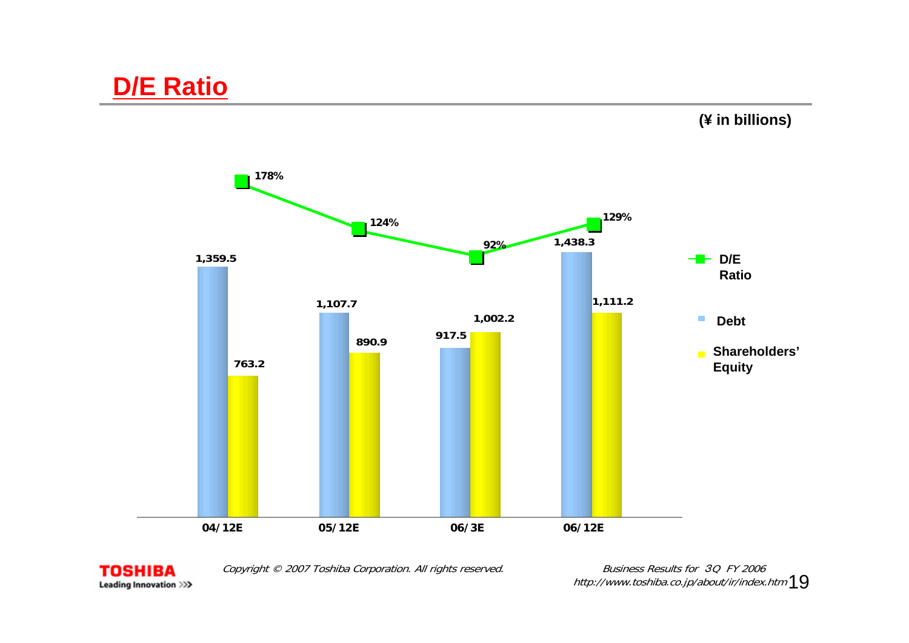# D/E Ratio

(¥ in billions)

|  | 04/12E | 05/12E | 06/3E | 06/12E |
|---|---|---|---|---|
| Debt | 1,359.5 | 1,107.7 | 917.5 | 1,438.3 |
| Shareholders' Equity | 763.2 | 890.9 | 1,002.2 | 1,111.2 |
| D/E Ratio | 178% | 124% | 92% | 129% |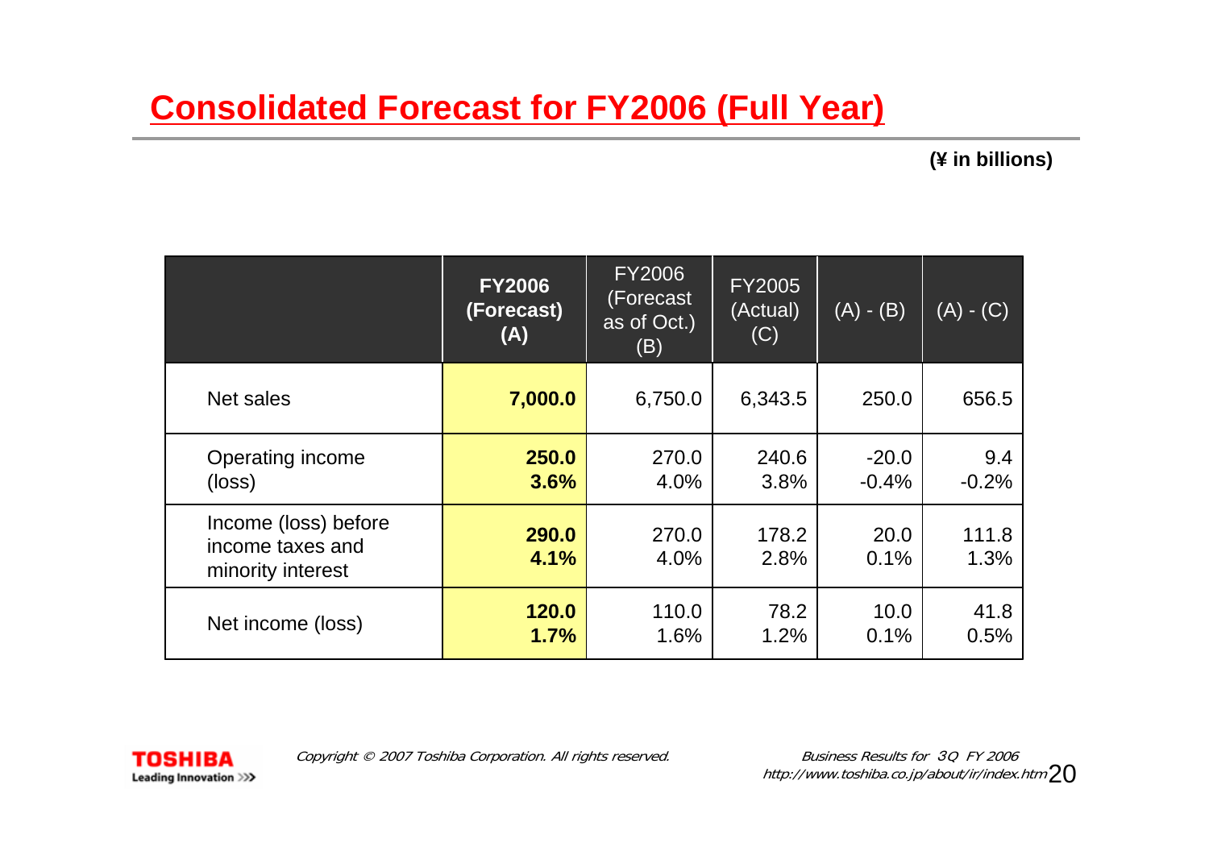# Consolidated Forecast for FY2006 (Full Year)

**(¥ in billions)**

| | **FY2006 (Forecast) (A)** | FY2006 (Forecast as of Oct.) (B) | FY2005 (Actual) (C) | (A) - (B) | (A) - (C) |
|---|---|---|---|---|---|
| Net sales | **7,000.0** | 6,750.0 | 6,343.5 | 250.0 | 656.5 |
| Operating income (loss) | **250.0**<br>**3.6%** | 270.0<br>4.0% | 240.6<br>3.8% | -20.0<br>-0.4% | 9.4<br>-0.2% |
| Income (loss) before income taxes and minority interest | **290.0**<br>**4.1%** | 270.0<br>4.0% | 178.2<br>2.8% | 20.0<br>0.1% | 111.8<br>1.3% |
| Net income (loss) | **120.0**<br>**1.7%** | 110.0<br>1.6% | 78.2<br>1.2% | 10.0<br>0.1% | 41.8<br>0.5% |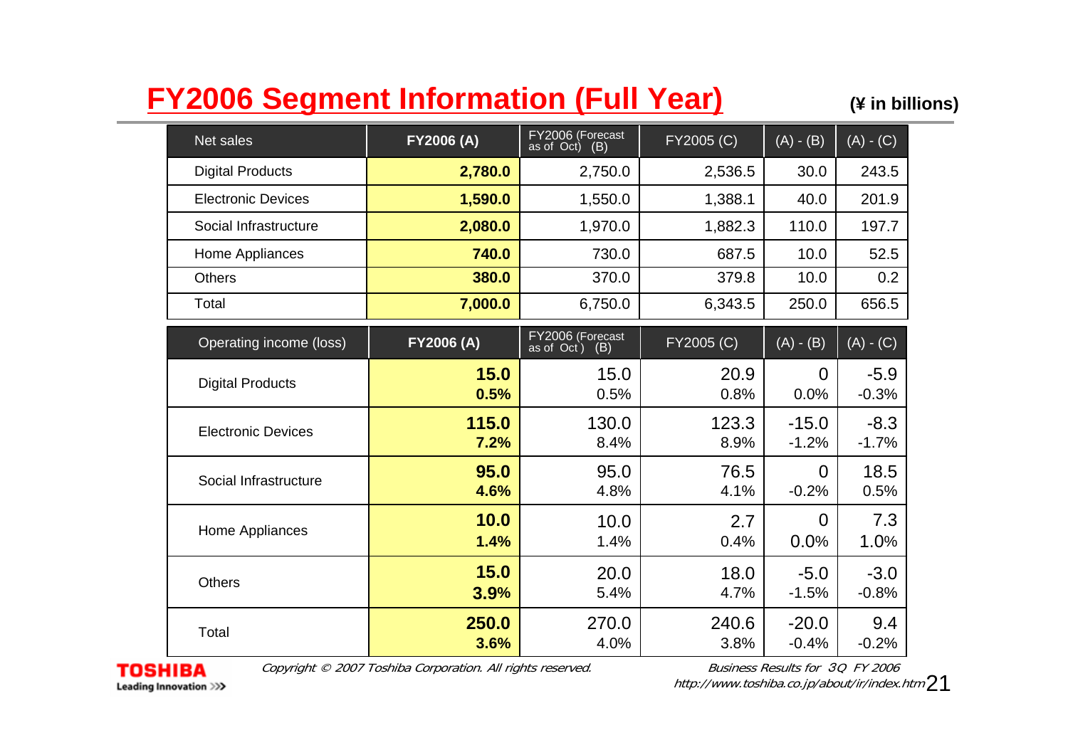# FY2006 Segment Information (Full Year)

**(¥ in billions)**

| Net sales | FY2006 (A) | FY2006 (Forecast as of Oct) (B) | FY2005 (C) | (A) - (B) | (A) - (C) |
|---|---|---|---|---|---|
| Digital Products | **2,780.0** | 2,750.0 | 2,536.5 | 30.0 | 243.5 |
| Electronic Devices | **1,590.0** | 1,550.0 | 1,388.1 | 40.0 | 201.9 |
| Social Infrastructure | **2,080.0** | 1,970.0 | 1,882.3 | 110.0 | 197.7 |
| Home Appliances | **740.0** | 730.0 | 687.5 | 10.0 | 52.5 |
| Others | **380.0** | 370.0 | 379.8 | 10.0 | 0.2 |
| Total | **7,000.0** | 6,750.0 | 6,343.5 | 250.0 | 656.5 |

| Operating income (loss) | FY2006 (A) | FY2006 (Forecast as of Oct) (B) | FY2005 (C) | (A) - (B) | (A) - (C) |
|---|---|---|---|---|---|
| Digital Products | **15.0**<br>**0.5%** | 15.0<br>0.5% | 20.9<br>0.8% | 0<br>0.0% | -5.9<br>-0.3% |
| Electronic Devices | **115.0**<br>**7.2%** | 130.0<br>8.4% | 123.3<br>8.9% | -15.0<br>-1.2% | -8.3<br>-1.7% |
| Social Infrastructure | **95.0**<br>**4.6%** | 95.0<br>4.8% | 76.5<br>4.1% | 0<br>-0.2% | 18.5<br>0.5% |
| Home Appliances | **10.0**<br>**1.4%** | 10.0<br>1.4% | 2.7<br>0.4% | 0<br>0.0% | 7.3<br>1.0% |
| Others | **15.0**<br>**3.9%** | 20.0<br>5.4% | 18.0<br>4.7% | -5.0<br>-1.5% | -3.0<br>-0.8% |
| Total | **250.0**<br>**3.6%** | 270.0<br>4.0% | 240.6<br>3.8% | -20.0<br>-0.4% | 9.4<br>-0.2% |

TOSHIBA Leading Innovation

*Copyright © 2007 Toshiba Corporation. All rights reserved.*

*Business Results for 3Q FY 2006*
*http://www.toshiba.co.jp/about/ir/index.htm*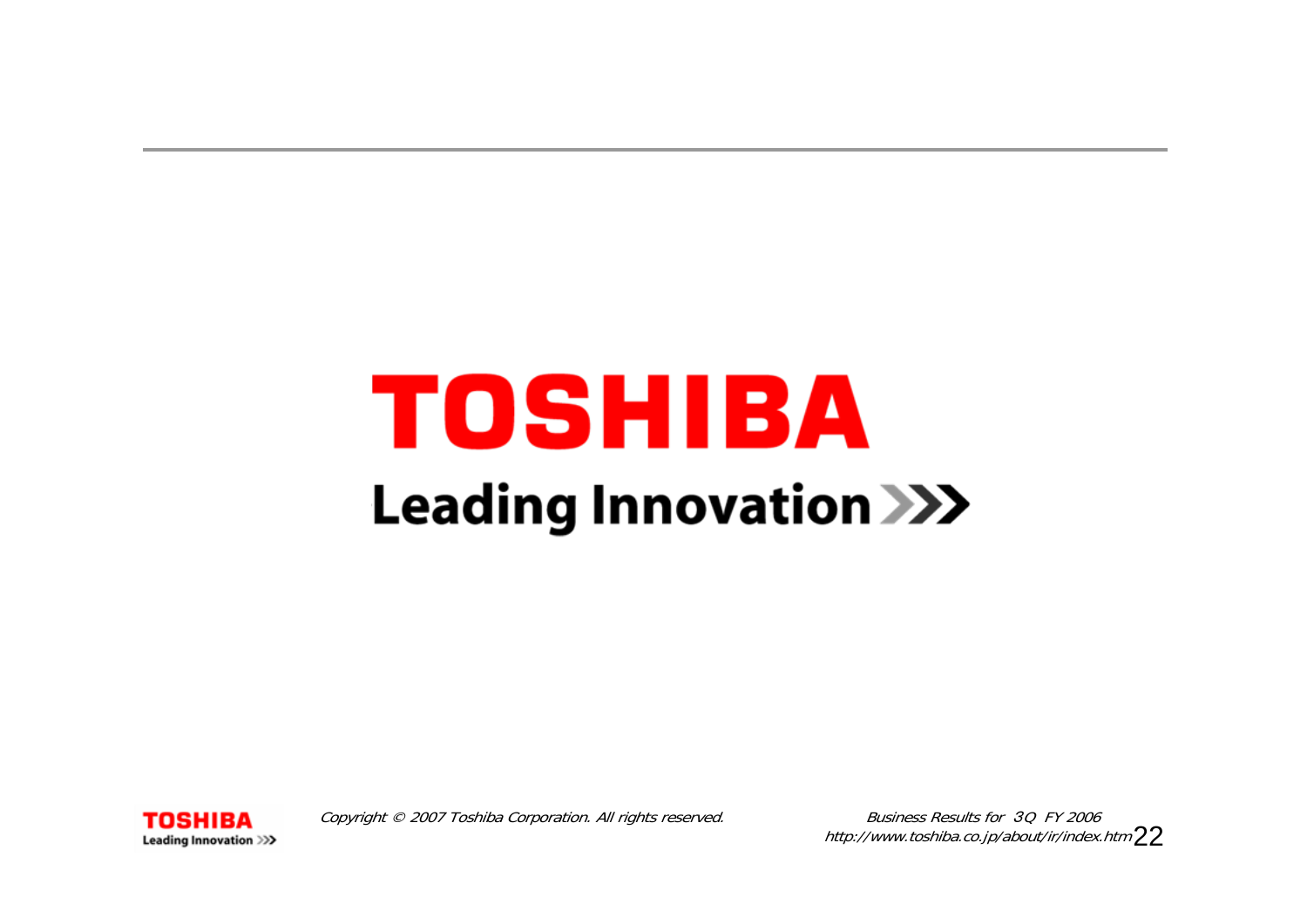TOSHIBA

Leading Innovation >>>